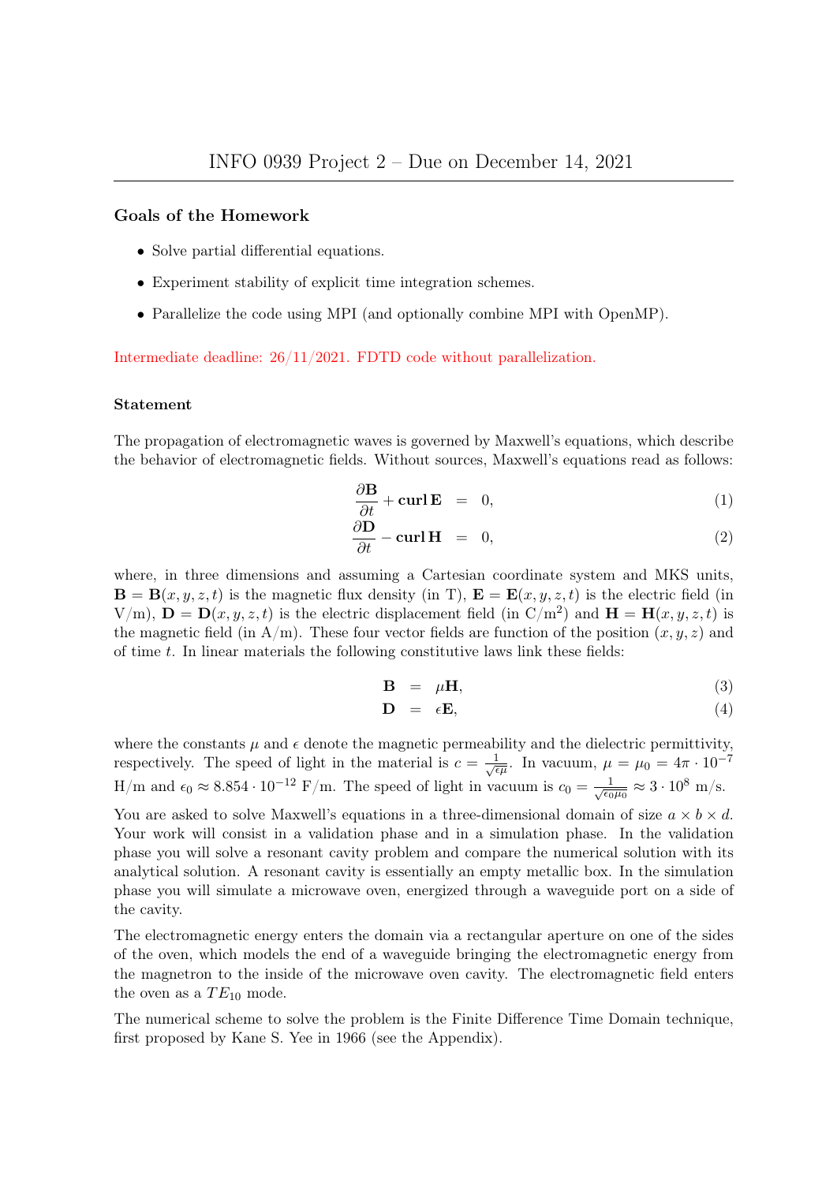# INFO 0939 Project 2 – Due on December 14, 2021

### Goals of the Homework

- Solve partial differential equations.
- Experiment stability of explicit time integration schemes.
- Parallelize the code using MPI (and optionally combine MPI with OpenMP).

Intermediate deadline: 26/11/2021. FDTD code without parallelization.

### Statement

The propagation of electromagnetic waves is governed by Maxwell's equations, which describe the behavior of electromagnetic fields. Without sources, Maxwell's equations read as follows:

$$\frac{\partial \mathbf{B}}{\partial t} + \mathbf{curl}\,\mathbf{E} = 0, \tag{1}$$

$$\frac{\partial \mathbf{D}}{\partial t} - \mathbf{curl}\,\mathbf{H} = 0, \tag{2}$$

where, in three dimensions and assuming a Cartesian coordinate system and MKS units, $\mathbf{B} = \mathbf{B}(x, y, z, t)$ is the magnetic flux density (in T), $\mathbf{E} = \mathbf{E}(x, y, z, t)$ is the electric field (in V/m), $\mathbf{D} = \mathbf{D}(x, y, z, t)$ is the electric displacement field (in C/m$^2$) and $\mathbf{H} = \mathbf{H}(x, y, z, t)$ is the magnetic field (in A/m). These four vector fields are function of the position $(x, y, z)$ and of time $t$. In linear materials the following constitutive laws link these fields:

$$\mathbf{B} = \mu \mathbf{H}, \tag{3}$$

$$\mathbf{D} = \epsilon \mathbf{E}, \tag{4}$$

where the constants $\mu$ and $\epsilon$ denote the magnetic permeability and the dielectric permittivity, respectively. The speed of light in the material is $c = \frac{1}{\sqrt{\epsilon\mu}}$. In vacuum, $\mu = \mu_0 = 4\pi \cdot 10^{-7}$ H/m and $\epsilon_0 \approx 8.854 \cdot 10^{-12}$ F/m. The speed of light in vacuum is $c_0 = \frac{1}{\sqrt{\epsilon_0 \mu_0}} \approx 3 \cdot 10^8$ m/s.

You are asked to solve Maxwell's equations in a three-dimensional domain of size $a \times b \times d$. Your work will consist in a validation phase and in a simulation phase. In the validation phase you will solve a resonant cavity problem and compare the numerical solution with its analytical solution. A resonant cavity is essentially an empty metallic box. In the simulation phase you will simulate a microwave oven, energized through a waveguide port on a side of the cavity.

The electromagnetic energy enters the domain via a rectangular aperture on one of the sides of the oven, which models the end of a waveguide bringing the electromagnetic energy from the magnetron to the inside of the microwave oven cavity. The electromagnetic field enters the oven as a $TE_{10}$ mode.

The numerical scheme to solve the problem is the Finite Difference Time Domain technique, first proposed by Kane S. Yee in 1966 (see the Appendix).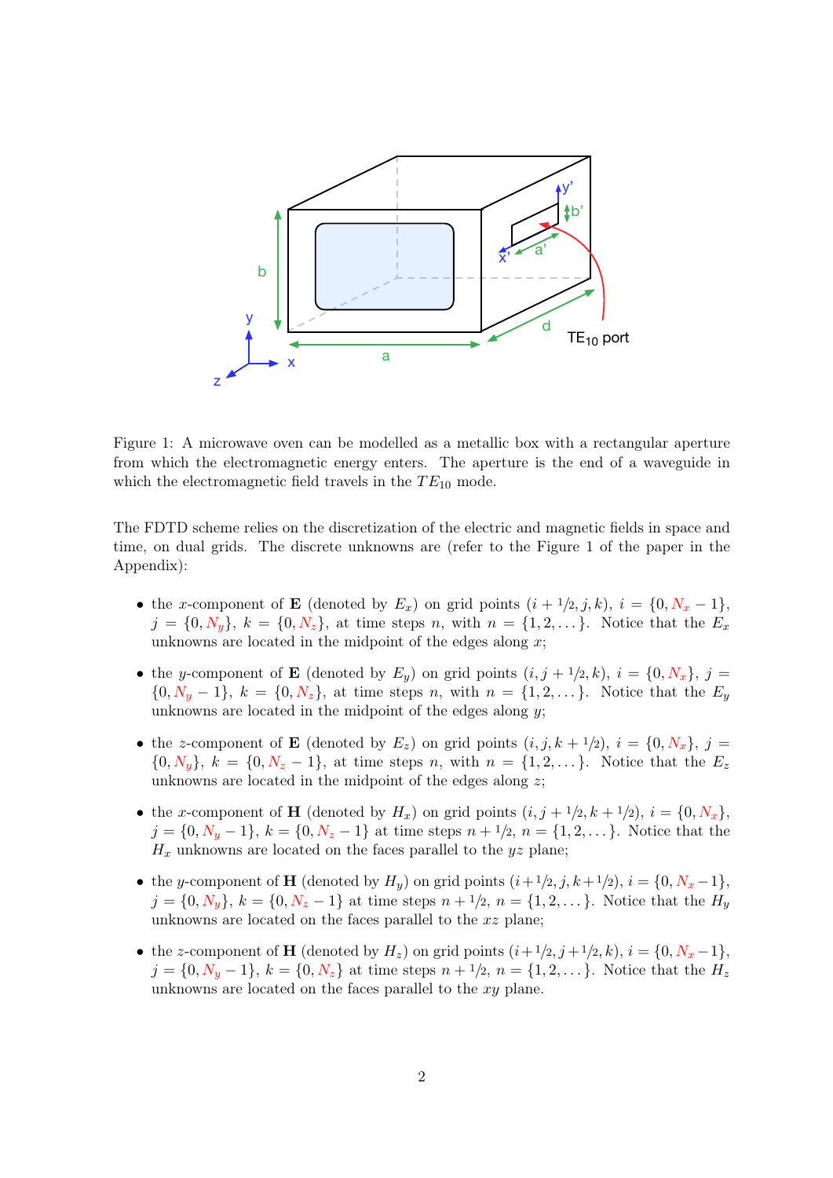Figure 1: A microwave oven can be modelled as a metallic box with a rectangular aperture from which the electromagnetic energy enters. The aperture is the end of a waveguide in which the electromagnetic field travels in the $TE_{10}$ mode.

The FDTD scheme relies on the discretization of the electric and magnetic fields in space and time, on dual grids. The discrete unknowns are (refer to the Figure 1 of the paper in the Appendix):

- the $x$-component of $\mathbf{E}$ (denoted by $E_x$) on grid points $(i+1/2, j, k)$, $i = \{0, N_x - 1\}$, $j = \{0, N_y\}$, $k = \{0, N_z\}$, at time steps $n$, with $n = \{1, 2, \dots\}$. Notice that the $E_x$ unknowns are located in the midpoint of the edges along $x$;
- the $y$-component of $\mathbf{E}$ (denoted by $E_y$) on grid points $(i, j+1/2, k)$, $i = \{0, N_x\}$, $j = \{0, N_y - 1\}$, $k = \{0, N_z\}$, at time steps $n$, with $n = \{1, 2, \dots\}$. Notice that the $E_y$ unknowns are located in the midpoint of the edges along $y$;
- the $z$-component of $\mathbf{E}$ (denoted by $E_z$) on grid points $(i, j, k+1/2)$, $i = \{0, N_x\}$, $j = \{0, N_y\}$, $k = \{0, N_z - 1\}$, at time steps $n$, with $n = \{1, 2, \dots\}$. Notice that the $E_z$ unknowns are located in the midpoint of the edges along $z$;
- the $x$-component of $\mathbf{H}$ (denoted by $H_x$) on grid points $(i, j+1/2, k+1/2)$, $i = \{0, N_x\}$, $j = \{0, N_y - 1\}$, $k = \{0, N_z - 1\}$ at time steps $n + 1/2$, $n = \{1, 2, \dots\}$. Notice that the $H_x$ unknowns are located on the faces parallel to the $yz$ plane;
- the $y$-component of $\mathbf{H}$ (denoted by $H_y$) on grid points $(i+1/2, j, k+1/2)$, $i = \{0, N_x - 1\}$, $j = \{0, N_y\}$, $k = \{0, N_z - 1\}$ at time steps $n + 1/2$, $n = \{1, 2, \dots\}$. Notice that the $H_y$ unknowns are located on the faces parallel to the $xz$ plane;
- the $z$-component of $\mathbf{H}$ (denoted by $H_z$) on grid points $(i+1/2, j+1/2, k)$, $i = \{0, N_x - 1\}$, $j = \{0, N_y - 1\}$, $k = \{0, N_z\}$ at time steps $n + 1/2$, $n = \{1, 2, \dots\}$. Notice that the $H_z$ unknowns are located on the faces parallel to the $xy$ plane.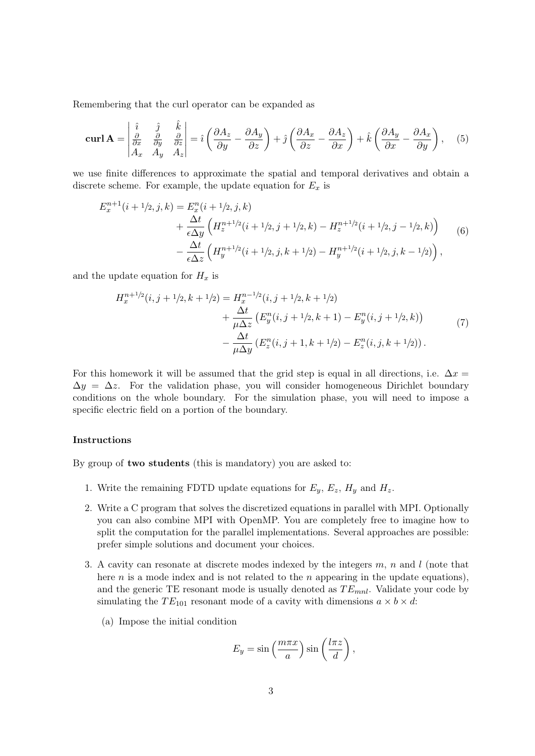Remembering that the curl operator can be expanded as

$$
\mathbf{curl}\,\mathbf{A} = \begin{vmatrix} \hat{\imath} & \hat{\jmath} & \hat{k} \\ \frac{\partial}{\partial x} & \frac{\partial}{\partial y} & \frac{\partial}{\partial z} \\ A_x & A_y & A_z \end{vmatrix} = \hat{\imath}\left(\frac{\partial A_z}{\partial y} - \frac{\partial A_y}{\partial z}\right) + \hat{\jmath}\left(\frac{\partial A_x}{\partial z} - \frac{\partial A_z}{\partial x}\right) + \hat{k}\left(\frac{\partial A_y}{\partial x} - \frac{\partial A_x}{\partial y}\right), \quad (5)
$$

we use finite differences to approximate the spatial and temporal derivatives and obtain a discrete scheme. For example, the update equation for $E_x$ is

$$
\begin{aligned}
E_x^{n+1}(i+1/2, j, k) = E_x^{n}(i+1/2, j, k) & \\
+ \frac{\Delta t}{\epsilon \Delta y}\Big(H_z^{n+1/2}(i+1/2, j+1/2, k) - H_z^{n+1/2}(i+1/2, j-1/2, k)\Big) & \\
- \frac{\Delta t}{\epsilon \Delta z}\Big(H_y^{n+1/2}(i+1/2, j, k+1/2) - H_y^{n+1/2}(i+1/2, j, k-1/2)\Big), &
\end{aligned} \quad (6)
$$

and the update equation for $H_x$ is

$$
\begin{aligned}
H_x^{n+1/2}(i, j+1/2, k+1/2) = H_x^{n-1/2}(i, j+1/2, k+1/2) & \\
+ \frac{\Delta t}{\mu \Delta z}\big(E_y^{n}(i, j+1/2, k+1) - E_y^{n}(i, j+1/2, k)\big) & \\
- \frac{\Delta t}{\mu \Delta y}\big(E_z^{n}(i, j+1, k+1/2) - E_z^{n}(i, j, k+1/2)\big). &
\end{aligned} \quad (7)
$$

For this homework it will be assumed that the grid step is equal in all directions, i.e. $\Delta x = \Delta y = \Delta z$. For the validation phase, you will consider homogeneous Dirichlet boundary conditions on the whole boundary. For the simulation phase, you will need to impose a specific electric field on a portion of the boundary.

### Instructions

By group of **two students** (this is mandatory) you are asked to:

1. Write the remaining FDTD update equations for $E_y$, $E_z$, $H_y$ and $H_z$.
2. Write a C program that solves the discretized equations in parallel with MPI. Optionally you can also combine MPI with OpenMP. You are completely free to imagine how to split the computation for the parallel implementations. Several approaches are possible: prefer simple solutions and document your choices.
3. A cavity can resonate at discrete modes indexed by the integers $m$, $n$ and $l$ (note that here $n$ is a mode index and is not related to the $n$ appearing in the update equations), and the generic TE resonant mode is usually denoted as $TE_{mnl}$. Validate your code by simulating the $TE_{101}$ resonant mode of a cavity with dimensions $a \times b \times d$:

   (a) Impose the initial condition

$$
E_y = \sin\left(\frac{m\pi x}{a}\right)\sin\left(\frac{l\pi z}{d}\right),
$$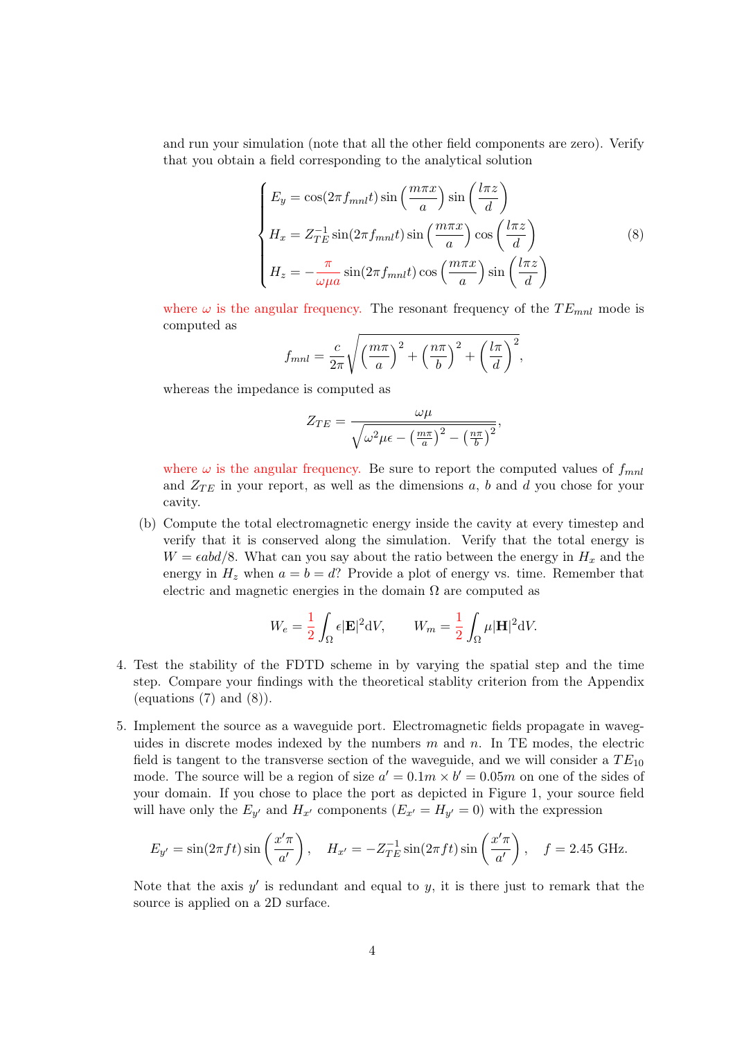and run your simulation (note that all the other field components are zero). Verify that you obtain a field corresponding to the analytical solution

$$
\begin{cases}
E_y = \cos(2\pi f_{mnl} t) \sin\left(\frac{m\pi x}{a}\right) \sin\left(\frac{l\pi z}{d}\right) \\
H_x = Z_{TE}^{-1} \sin(2\pi f_{mnl} t) \sin\left(\frac{m\pi x}{a}\right) \cos\left(\frac{l\pi z}{d}\right) \\
H_z = -\frac{\pi}{\omega\mu a} \sin(2\pi f_{mnl} t) \cos\left(\frac{m\pi x}{a}\right) \sin\left(\frac{l\pi z}{d}\right)
\end{cases}
\tag{8}
$$

where $\omega$ is the angular frequency. The resonant frequency of the $TE_{mnl}$ mode is computed as

$$
f_{mnl} = \frac{c}{2\pi}\sqrt{\left(\frac{m\pi}{a}\right)^2 + \left(\frac{n\pi}{b}\right)^2 + \left(\frac{l\pi}{d}\right)^2},
$$

whereas the impedance is computed as

$$
Z_{TE} = \frac{\omega\mu}{\sqrt{\omega^2\mu\epsilon - \left(\frac{m\pi}{a}\right)^2 - \left(\frac{n\pi}{b}\right)^2}},
$$

where $\omega$ is the angular frequency. Be sure to report the computed values of $f_{mnl}$ and $Z_{TE}$ in your report, as well as the dimensions $a$, $b$ and $d$ you chose for your cavity.

(b) Compute the total electromagnetic energy inside the cavity at every timestep and verify that it is conserved along the simulation. Verify that the total energy is $W = \epsilon abd/8$. What can you say about the ratio between the energy in $H_x$ and the energy in $H_z$ when $a = b = d$? Provide a plot of energy vs. time. Remember that electric and magnetic energies in the domain $\Omega$ are computed as

$$
W_e = \frac{1}{2}\int_\Omega \epsilon |\mathbf{E}|^2 \mathrm{d}V, \qquad W_m = \frac{1}{2}\int_\Omega \mu |\mathbf{H}|^2 \mathrm{d}V.
$$

4. Test the stability of the FDTD scheme in by varying the spatial step and the time step. Compare your findings with the theoretical stablity criterion from the Appendix (equations (7) and (8)).

5. Implement the source as a waveguide port. Electromagnetic fields propagate in waveguides in discrete modes indexed by the numbers $m$ and $n$. In TE modes, the electric field is tangent to the transverse section of the waveguide, and we will consider a $TE_{10}$ mode. The source will be a region of size $a' = 0.1m \times b' = 0.05m$ on one of the sides of your domain. If you chose to place the port as depicted in Figure 1, your source field will have only the $E_{y'}$ and $H_{x'}$ components ($E_{x'} = H_{y'} = 0$) with the expression

$$
E_{y'} = \sin(2\pi f t)\sin\left(\frac{x'\pi}{a'}\right), \quad H_{x'} = -Z_{TE}^{-1}\sin(2\pi f t)\sin\left(\frac{x'\pi}{a'}\right), \quad f = 2.45 \text{ GHz}.
$$

Note that the axis $y'$ is redundant and equal to $y$, it is there just to remark that the source is applied on a 2D surface.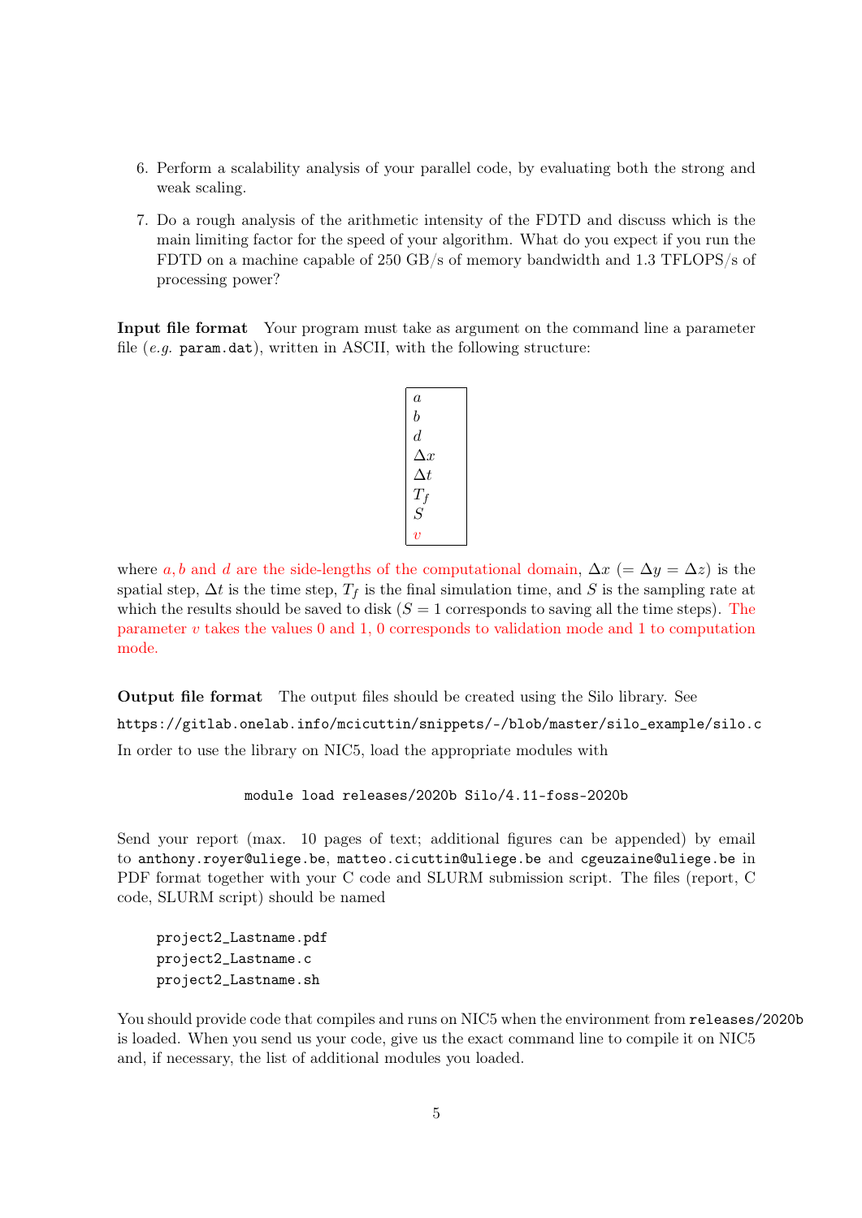6. Perform a scalability analysis of your parallel code, by evaluating both the strong and weak scaling.

7. Do a rough analysis of the arithmetic intensity of the FDTD and discuss which is the main limiting factor for the speed of your algorithm. What do you expect if you run the FDTD on a machine capable of 250 GB/s of memory bandwidth and 1.3 TFLOPS/s of processing power?

**Input file format** Your program must take as argument on the command line a parameter file (*e.g.* `param.dat`), written in ASCII, with the following structure:

|  |
|---|
| $a$ |
| $b$ |
| $d$ |
| $\Delta x$ |
| $\Delta t$ |
| $T_f$ |
| $S$ |
| $v$ |

where $a, b$ and $d$ are the side-lengths of the computational domain, $\Delta x$ ($= \Delta y = \Delta z$) is the spatial step, $\Delta t$ is the time step, $T_f$ is the final simulation time, and $S$ is the sampling rate at which the results should be saved to disk ($S = 1$ corresponds to saving all the time steps). The parameter $v$ takes the values 0 and 1, 0 corresponds to validation mode and 1 to computation mode.

**Output file format** The output files should be created using the Silo library. See

`https://gitlab.onelab.info/mcicuttin/snippets/-/blob/master/silo_example/silo.c`

In order to use the library on NIC5, load the appropriate modules with

```
module load releases/2020b Silo/4.11-foss-2020b
```

Send your report (max. 10 pages of text; additional figures can be appended) by email to `anthony.royer@uliege.be`, `matteo.cicuttin@uliege.be` and `cgeuzaine@uliege.be` in PDF format together with your C code and SLURM submission script. The files (report, C code, SLURM script) should be named

```
project2_Lastname.pdf
project2_Lastname.c
project2_Lastname.sh
```

You should provide code that compiles and runs on NIC5 when the environment from `releases/2020b` is loaded. When you send us your code, give us the exact command line to compile it on NIC5 and, if necessary, the list of additional modules you loaded.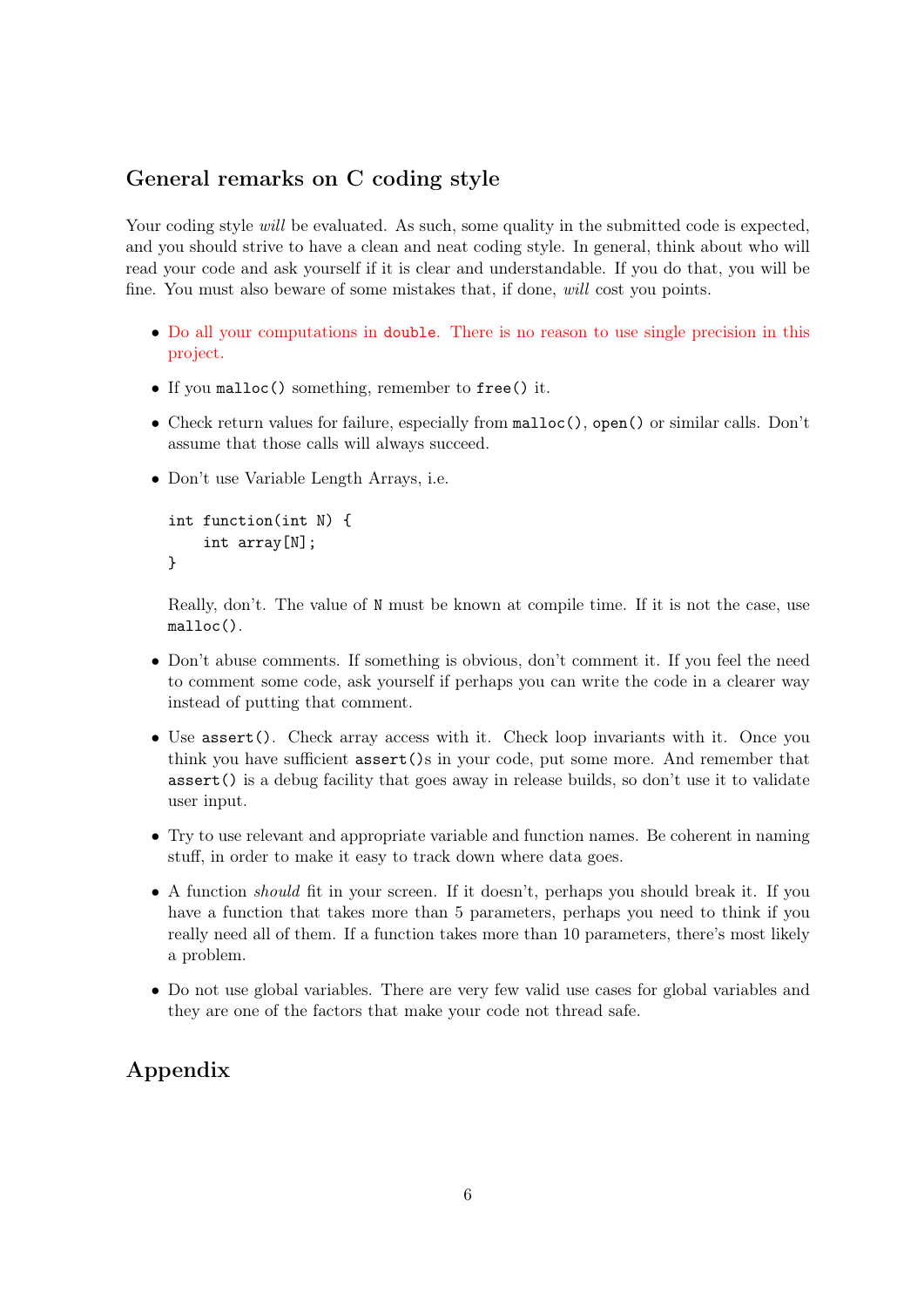## General remarks on C coding style

Your coding style *will* be evaluated. As such, some quality in the submitted code is expected, and you should strive to have a clean and neat coding style. In general, think about who will read your code and ask yourself if it is clear and understandable. If you do that, you will be fine. You must also beware of some mistakes that, if done, *will* cost you points.

- Do all your computations in `double`. There is no reason to use single precision in this project.
- If you `malloc()` something, remember to `free()` it.
- Check return values for failure, especially from `malloc()`, `open()` or similar calls. Don't assume that those calls will always succeed.
- Don't use Variable Length Arrays, i.e.

```
int function(int N) {
    int array[N];
}
```

  Really, don't. The value of `N` must be known at compile time. If it is not the case, use `malloc()`.

- Don't abuse comments. If something is obvious, don't comment it. If you feel the need to comment some code, ask yourself if perhaps you can write the code in a clearer way instead of putting that comment.
- Use `assert()`. Check array access with it. Check loop invariants with it. Once you think you have sufficient `assert()`s in your code, put some more. And remember that `assert()` is a debug facility that goes away in release builds, so don't use it to validate user input.
- Try to use relevant and appropriate variable and function names. Be coherent in naming stuff, in order to make it easy to track down where data goes.
- A function *should* fit in your screen. If it doesn't, perhaps you should break it. If you have a function that takes more than 5 parameters, perhaps you need to think if you really need all of them. If a function takes more than 10 parameters, there's most likely a problem.
- Do not use global variables. There are very few valid use cases for global variables and they are one of the factors that make your code not thread safe.

## Appendix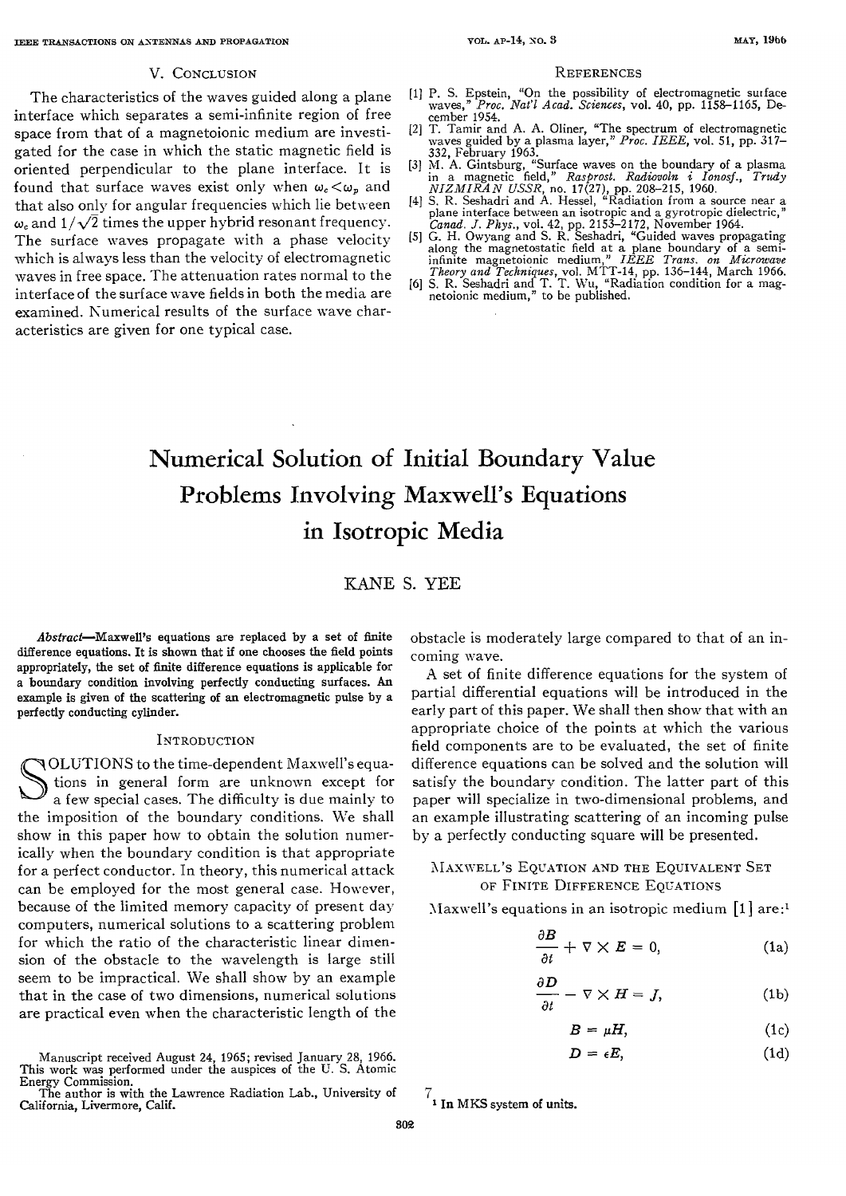## V. Conclusion

The characteristics of the waves guided along a plane interface which separates a semi-infinite region of free space from that of a magnetoionic medium are investigated for the case in which the static magnetic field is oriented perpendicular to the plane interface. It is found that surface waves exist only when $\omega_c < \omega_p$ and that also only for angular frequencies which lie between $\omega_c$ and $1/\sqrt{2}$ times the upper hybrid resonant frequency. The surface waves propagate with a phase velocity which is always less than the velocity of electromagnetic waves in free space. The attenuation rates normal to the interface of the surface wave fields in both the media are examined. Numerical results of the surface wave characteristics are given for one typical case.

## References

[1] P. S. Epstein, "On the possibility of electromagnetic surface waves," *Proc. Nat'l Acad. Sciences*, vol. 40, pp. 1158–1165, December 1954.

[2] T. Tamir and A. A. Oliner, "The spectrum of electromagnetic waves guided by a plasma layer," *Proc. IEEE*, vol. 51, pp. 317–332, February 1963.

[3] M. A. Gintsburg, "Surface waves on the boundary of a plasma in a magnetic field," *Rasprost. Radiovoln i Ionosf., Trudy NIZMIRAN USSR*, no. 17(27), pp. 208–215, 1960.

[4] S. R. Seshadri and A. Hessel, "Radiation from a source near a plane interface between an isotropic and a gyrotropic dielectric," *Canad. J. Phys.*, vol. 42, pp. 2153–2172, November 1964.

[5] G. H. Owyang and S. R. Seshadri, "Guided waves propagating along the magnetostatic field at a plane boundary of a semi-infinite magnetoionic medium," *IEEE Trans. on Microwave Theory and Techniques*, vol. MTT-14, pp. 136–144, March 1966.

[6] S. R. Seshadri and T. T. Wu, "Radiation condition for a magnetoionic medium," to be published.

# Numerical Solution of Initial Boundary Value Problems Involving Maxwell's Equations in Isotropic Media

KANE S. YEE

*Abstract*—Maxwell's equations are replaced by a set of finite difference equations. It is shown that if one chooses the field points appropriately, the set of finite difference equations is applicable for a boundary condition involving perfectly conducting surfaces. An example is given of the scattering of an electromagnetic pulse by a perfectly conducting cylinder.

## Introduction

Solutions to the time-dependent Maxwell's equations in general form are unknown except for a few special cases. The difficulty is due mainly to the imposition of the boundary conditions. We shall show in this paper how to obtain the solution numerically when the boundary condition is that appropriate for a perfect conductor. In theory, this numerical attack can be employed for the most general case. However, because of the limited memory capacity of present day computers, numerical solutions to a scattering problem for which the ratio of the characteristic linear dimension of the obstacle to the wavelength is large still seem to be impractical. We shall show by an example that in the case of two dimensions, numerical solutions are practical even when the characteristic length of the obstacle is moderately large compared to that of an incoming wave.

A set of finite difference equations for the system of partial differential equations will be introduced in the early part of this paper. We shall then show that with an appropriate choice of the points at which the various field components are to be evaluated, the set of finite difference equations can be solved and the solution will satisfy the boundary condition. The latter part of this paper will specialize in two-dimensional problems, and an example illustrating scattering of an incoming pulse by a perfectly conducting square will be presented.

## Maxwell's Equation and the Equivalent Set of Finite Difference Equations

Maxwell's equations in an isotropic medium [1] are:[1]

$$\frac{\partial B}{\partial t} + \nabla \times E = 0, \tag{1a}$$

$$\frac{\partial D}{\partial t} - \nabla \times H = J, \tag{1b}$$

$$B = \mu H, \tag{1c}$$

$$D = \epsilon E, \tag{1d}$$

Manuscript received August 24, 1965; revised January 28, 1966. This work was performed under the auspices of the U. S. Atomic Energy Commission.

The author is with the Lawrence Radiation Lab., University of California, Livermore, Calif.

[1] In MKS system of units.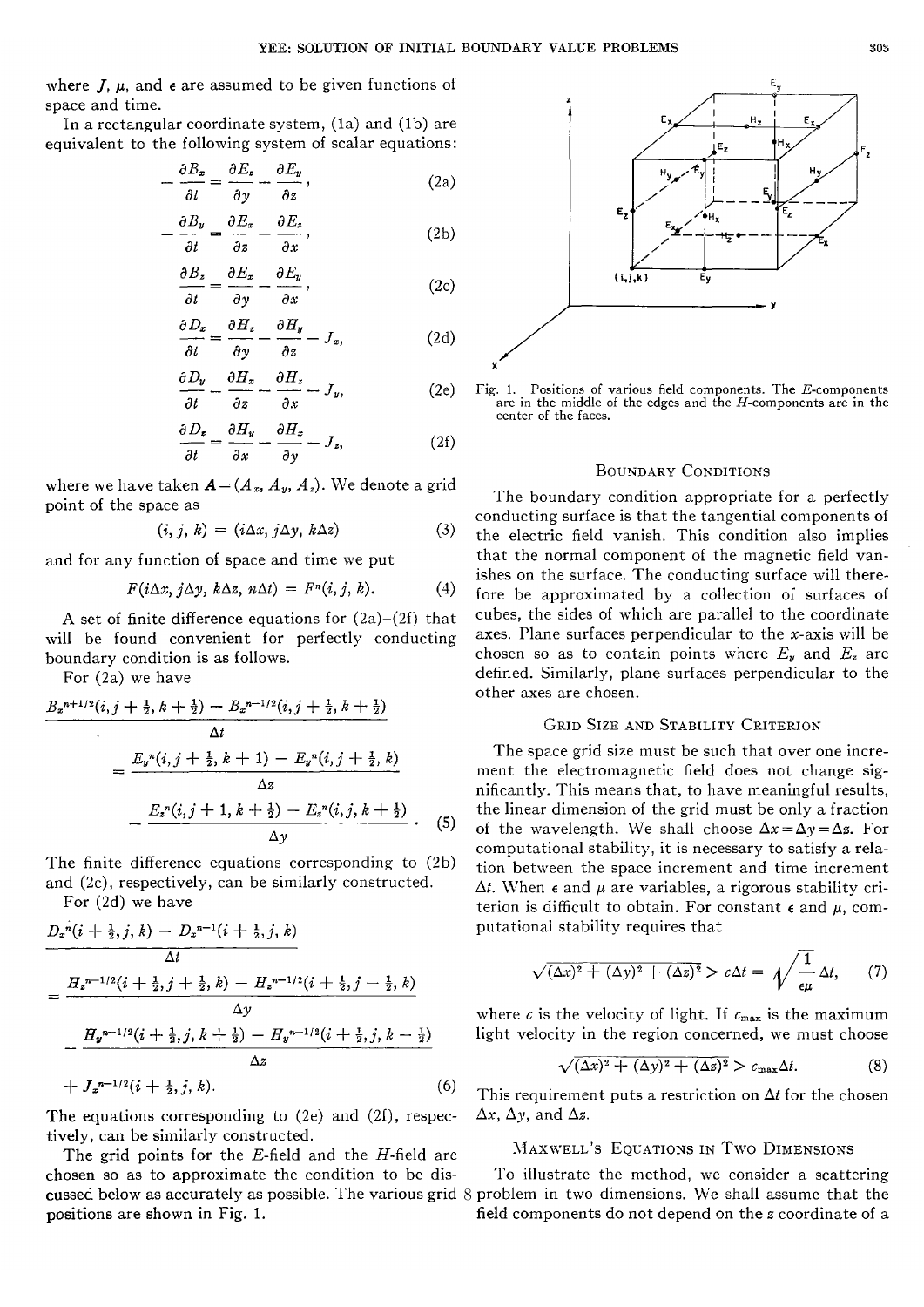where $J$, $\mu$, and $\epsilon$ are assumed to be given functions of space and time.

In a rectangular coordinate system, (1a) and (1b) are equivalent to the following system of scalar equations:

$$-\frac{\partial B_x}{\partial t} = \frac{\partial E_z}{\partial y} - \frac{\partial E_y}{\partial z}, \tag{2a}$$

$$-\frac{\partial B_y}{\partial t} = \frac{\partial E_x}{\partial z} - \frac{\partial E_z}{\partial x}, \tag{2b}$$

$$\frac{\partial B_z}{\partial t} = \frac{\partial E_x}{\partial y} - \frac{\partial E_y}{\partial x}, \tag{2c}$$

$$\frac{\partial D_x}{\partial t} = \frac{\partial H_z}{\partial y} - \frac{\partial H_y}{\partial z} - J_x, \tag{2d}$$

$$\frac{\partial D_y}{\partial t} = \frac{\partial H_x}{\partial z} - \frac{\partial H_z}{\partial x} - J_y, \tag{2e}$$

$$\frac{\partial D_z}{\partial t} = \frac{\partial H_y}{\partial x} - \frac{\partial H_x}{\partial y} - J_z, \tag{2f}$$

where we have taken $\boldsymbol{A} = (A_x, A_y, A_z)$. We denote a grid point of the space as

$$(i, j, k) = (i\Delta x, j\Delta y, k\Delta z) \tag{3}$$

and for any function of space and time we put

$$F(i\Delta x, j\Delta y, k\Delta z, n\Delta t) = F^n(i, j, k). \tag{4}$$

A set of finite difference equations for (2a)–(2f) that will be found convenient for perfectly conducting boundary condition is as follows.

For (2a) we have

$$\frac{B_x^{n+1/2}(i, j+\frac{1}{2}, k+\frac{1}{2}) - B_x^{n-1/2}(i, j+\frac{1}{2}, k+\frac{1}{2})}{\Delta t} = \frac{E_y^n(i, j+\frac{1}{2}, k+1) - E_y^n(i, j+\frac{1}{2}, k)}{\Delta z} - \frac{E_z^n(i, j+1, k+\frac{1}{2}) - E_z^n(i, j, k+\frac{1}{2})}{\Delta y}. \tag{5}$$

The finite difference equations corresponding to (2b) and (2c), respectively, can be similarly constructed.

For (2d) we have

$$\frac{D_x^n(i+\frac{1}{2}, j, k) - D_x^{n-1}(i+\frac{1}{2}, j, k)}{\Delta t} = \frac{H_z^{n-1/2}(i+\frac{1}{2}, j+\frac{1}{2}, k) - H_z^{n-1/2}(i+\frac{1}{2}, j-\frac{1}{2}, k)}{\Delta y} - \frac{H_y^{n-1/2}(i+\frac{1}{2}, j, k+\frac{1}{2}) - H_y^{n-1/2}(i+\frac{1}{2}, j, k-\frac{1}{2})}{\Delta z} + J_x^{n-1/2}(i+\frac{1}{2}, j, k). \tag{6}$$

The equations corresponding to (2e) and (2f), respectively, can be similarly constructed.

The grid points for the $E$-field and the $H$-field are chosen so as to approximate the condition to be discussed below as accurately as possible. The various grid positions are shown in Fig. 1.

Fig. 1. Positions of various field components. The $E$-components are in the middle of the edges and the $H$-components are in the center of the faces.

## Boundary Conditions

The boundary condition appropriate for a perfectly conducting surface is that the tangential components of the electric field vanish. This condition also implies that the normal component of the magnetic field vanishes on the surface. The conducting surface will therefore be approximated by a collection of surfaces of cubes, the sides of which are parallel to the coordinate axes. Plane surfaces perpendicular to the $x$-axis will be chosen so as to contain points where $E_y$ and $E_z$ are defined. Similarly, plane surfaces perpendicular to the other axes are chosen.

## Grid Size and Stability Criterion

The space grid size must be such that over one increment the electromagnetic field does not change significantly. This means that, to have meaningful results, the linear dimension of the grid must be only a fraction of the wavelength. We shall choose $\Delta x = \Delta y = \Delta z$. For computational stability, it is necessary to satisfy a relation between the space increment and time increment $\Delta t$. When $\epsilon$ and $\mu$ are variables, a rigorous stability criterion is difficult to obtain. For constant $\epsilon$ and $\mu$, computational stability requires that

$$\sqrt{(\Delta x)^2 + (\Delta y)^2 + (\Delta z)^2} > c\Delta t = \sqrt{\frac{1}{\epsilon\mu}}\,\Delta t, \tag{7}$$

where $c$ is the velocity of light. If $c_{\max}$ is the maximum light velocity in the region concerned, we must choose

$$\sqrt{(\Delta x)^2 + (\Delta y)^2 + (\Delta z)^2} > c_{\max}\Delta t. \tag{8}$$

This requirement puts a restriction on $\Delta t$ for the chosen $\Delta x$, $\Delta y$, and $\Delta z$.

## Maxwell's Equations in Two Dimensions

To illustrate the method, we consider a scattering problem in two dimensions. We shall assume that the field components do not depend on the $z$ coordinate of a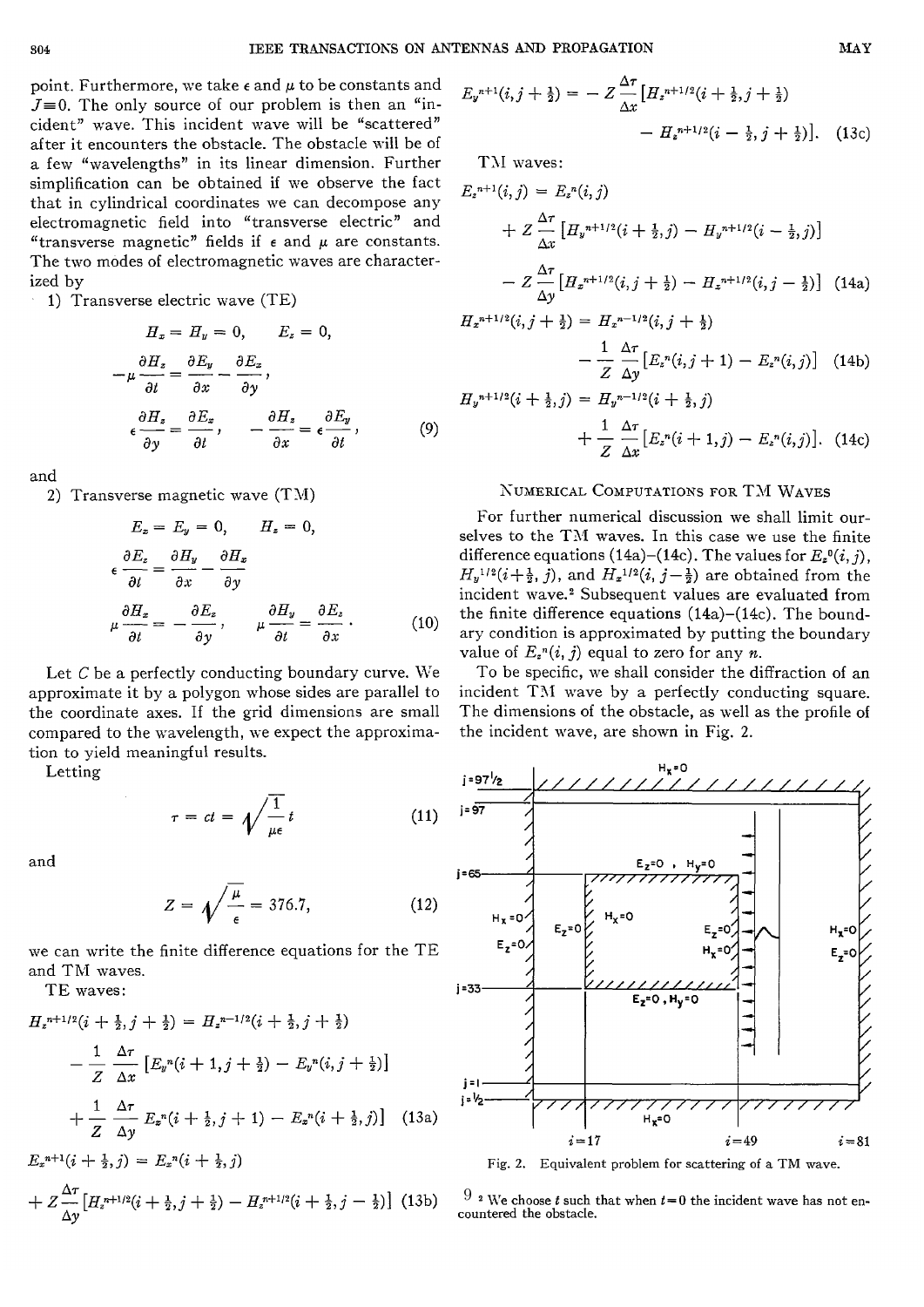point. Furthermore, we take $\epsilon$ and $\mu$ to be constants and $J \equiv 0$. The only source of our problem is then an "incident" wave. This incident wave will be "scattered" after it encounters the obstacle. The obstacle will be of a few "wavelengths" in its linear dimension. Further simplification can be obtained if we observe the fact that in cylindrical coordinates we can decompose any electromagnetic field into "transverse electric" and "transverse magnetic" fields if $\epsilon$ and $\mu$ are constants. The two modes of electromagnetic waves are characterized by

1) Transverse electric wave (TE)

$$H_x = H_y = 0, \qquad E_z = 0,$$

$$-\mu \frac{\partial H_z}{\partial t} = \frac{\partial E_y}{\partial x} - \frac{\partial E_x}{\partial y},$$

$$\epsilon \frac{\partial H_z}{\partial y} = \frac{\partial E_x}{\partial t}, \qquad -\frac{\partial H_z}{\partial x} = \epsilon \frac{\partial E_y}{\partial t}, \tag{9}$$

and

2) Transverse magnetic wave (TM)

$$E_x = E_y = 0, \qquad H_z = 0,$$

$$\epsilon \frac{\partial E_z}{\partial t} = \frac{\partial H_y}{\partial x} - \frac{\partial H_x}{\partial y}$$

$$\mu \frac{\partial H_x}{\partial t} = -\frac{\partial E_z}{\partial y}, \qquad \mu \frac{\partial H_y}{\partial t} = \frac{\partial E_z}{\partial x}. \tag{10}$$

Let $C$ be a perfectly conducting boundary curve. We approximate it by a polygon whose sides are parallel to the coordinate axes. If the grid dimensions are small compared to the wavelength, we expect the approximation to yield meaningful results.

Letting

$$\tau = ct = \sqrt{\frac{1}{\mu\epsilon}}\, t \tag{11}$$

and

$$Z = \sqrt{\frac{\mu}{\epsilon}} = 376.7, \tag{12}$$

we can write the finite difference equations for the TE and TM waves.

TE waves:

$$H_z^{n+1/2}(i+\tfrac{1}{2}, j+\tfrac{1}{2}) = H_z^{n-1/2}(i+\tfrac{1}{2}, j+\tfrac{1}{2}) - \frac{1}{Z}\frac{\Delta\tau}{\Delta x}\left[E_y^n(i+1, j+\tfrac{1}{2}) - E_y^n(i, j+\tfrac{1}{2})\right] + \frac{1}{Z}\frac{\Delta\tau}{\Delta y} E_x^n(i+\tfrac{1}{2}, j+1) - E_x^n(i+\tfrac{1}{2}, j)] \tag{13a}$$

$$E_x^{n+1}(i+\tfrac{1}{2}, j) = E_x^n(i+\tfrac{1}{2}, j) + Z\frac{\Delta\tau}{\Delta y}\left[H_z^{n+1/2}(i+\tfrac{1}{2}, j+\tfrac{1}{2}) - H_z^{n+1/2}(i+\tfrac{1}{2}, j-\tfrac{1}{2})\right] \tag{13b}$$

$$E_y^{n+1}(i, j+\tfrac{1}{2}) = -Z\frac{\Delta\tau}{\Delta x}\left[H_z^{n+1/2}(i+\tfrac{1}{2}, j+\tfrac{1}{2}) - H_z^{n+1/2}(i-\tfrac{1}{2}, j+\tfrac{1}{2})\right]. \tag{13c}$$

TM waves:

$$E_z^{n+1}(i,j) = E_z^n(i,j) + Z\frac{\Delta\tau}{\Delta x}\left[H_y^{n+1/2}(i+\tfrac{1}{2}, j) - H_y^{n+1/2}(i-\tfrac{1}{2}, j)\right] - Z\frac{\Delta\tau}{\Delta y}\left[H_x^{n+1/2}(i, j+\tfrac{1}{2}) - H_x^{n+1/2}(i, j-\tfrac{1}{2})\right] \tag{14a}$$

$$H_x^{n+1/2}(i, j+\tfrac{1}{2}) = H_x^{n-1/2}(i, j+\tfrac{1}{2}) - \frac{1}{Z}\frac{\Delta\tau}{\Delta y}\left[E_z^n(i, j+1) - E_z^n(i,j)\right] \tag{14b}$$

$$H_y^{n+1/2}(i+\tfrac{1}{2}, j) = H_y^{n-1/2}(i+\tfrac{1}{2}, j) + \frac{1}{Z}\frac{\Delta\tau}{\Delta x}\left[E_z^n(i+1, j) - E_z^n(i,j)\right]. \tag{14c}$$

## Numerical Computations for TM Waves

For further numerical discussion we shall limit ourselves to the TM waves. In this case we use the finite difference equations (14a)–(14c). The values for $E_z^0(i,j)$, $H_y^{1/2}(i+\frac{1}{2}, j)$, and $H_x^{1/2}(i, j-\frac{1}{2})$ are obtained from the incident wave.[2] Subsequent values are evaluated from the finite difference equations (14a)–(14c). The boundary condition is approximated by putting the boundary value of $E_z^n(i,j)$ equal to zero for any $n$.

To be specific, we shall consider the diffraction of an incident TM wave by a perfectly conducting square. The dimensions of the obstacle, as well as the profile of the incident wave, are shown in Fig. 2.

Fig. 2. Equivalent problem for scattering of a TM wave.

[2] We choose $t$ such that when $t=0$ the incident wave has not encountered the obstacle.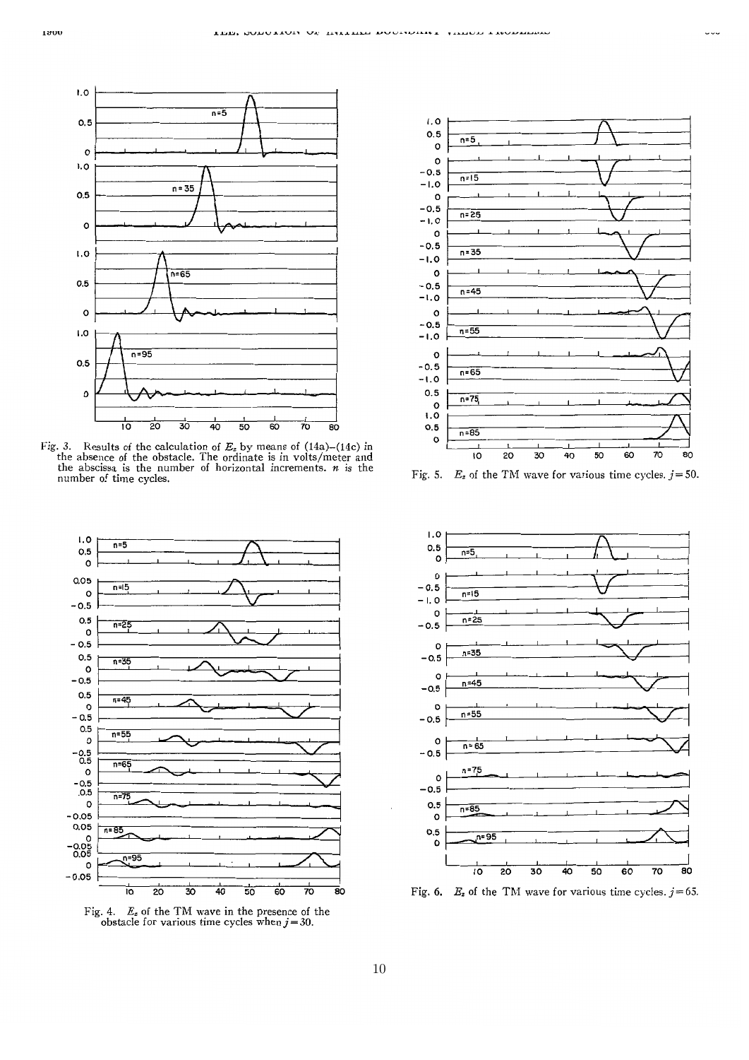Fig. 3. Results of the calculation of $E_z$ by means of (14a)–(14c) in the absence of the obstacle. The ordinate is in volts/meter and the abscissa is the number of horizontal increments. $n$ is the number of time cycles.

Fig. 4. $E_z$ of the TM wave in the presence of the obstacle for various time cycles when $j=30$.

Fig. 5. $E_z$ of the TM wave for various time cycles. $j=50$.

Fig. 6. $E_z$ of the TM wave for various time cycles. $j=65$.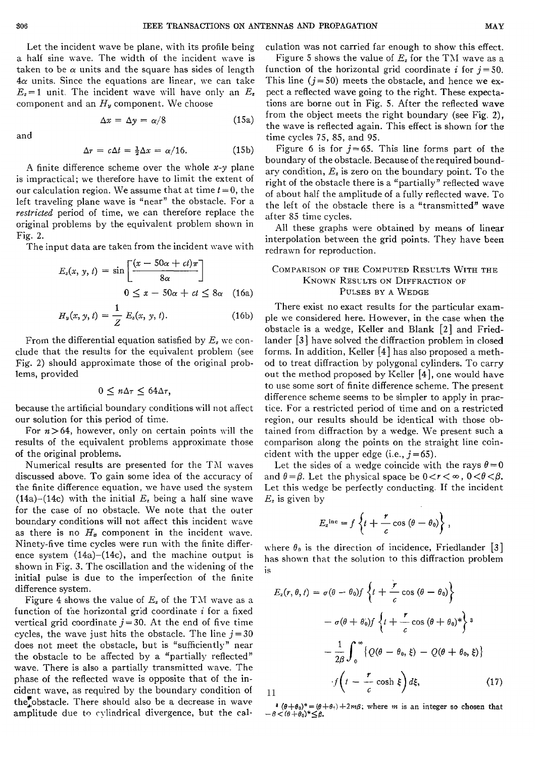Let the incident wave be plane, with its profile being a half sine wave. The width of the incident wave is taken to be $\alpha$ units and the square has sides of length $4\alpha$ units. Since the equations are linear, we can take $E_z = 1$ unit. The incident wave will have only an $E_z$ component and an $H_y$ component. We choose

$$\Delta x = \Delta y = \alpha/8 \tag{15a}$$

and

$$\Delta\tau = c\Delta t = \tfrac{1}{2}\Delta x = \alpha/16. \tag{15b}$$

A finite difference scheme over the whole $x$-$y$ plane is impractical; we therefore have to limit the extent of our calculation region. We assume that at time $t=0$, the left traveling plane wave is "near" the obstacle. For a *restricted* period of time, we can therefore replace the original problems by the equivalent problem shown in Fig. 2.

The input data are taken from the incident wave with

$$E_z(x, y, t) = \sin\left[\frac{(x - 50\alpha + ct)\pi}{8\alpha}\right]$$
$$0 \le x - 50\alpha + ct \le 8\alpha \tag{16a}$$

$$H_y(x, y, t) = \frac{1}{Z} E_z(x, y, t). \tag{16b}$$

From the differential equation satisfied by $E_z$ we conclude that the results for the equivalent problem (see Fig. 2) should approximate those of the original problems, provided

$$0 \le n\Delta\tau \le 64\Delta\tau,$$

because the artificial boundary conditions will not affect our solution for this period of time.

For $n > 64$, however, only on certain points will the results of the equivalent problems approximate those of the original problems.

Numerical results are presented for the TM waves discussed above. To gain some idea of the accuracy of the finite difference equation, we have used the system (14a)–(14c) with the initial $E_z$ being a half sine wave for the case of no obstacle. We note that the outer boundary conditions will not affect this incident wave as there is no $H_x$ component in the incident wave. Ninety-five time cycles were run with the finite difference system (14a)–(14c), and the machine output is shown in Fig. 3. The oscillation and the widening of the initial pulse is due to the imperfection of the finite difference system.

Figure 4 shows the value of $E_z$ of the TM wave as a function of the horizontal grid coordinate $i$ for a fixed vertical grid coordinate $j=30$. At the end of five time cycles, the wave just hits the obstacle. The line $j=30$ does not meet the obstacle, but is "sufficiently" near the obstacle to be affected by a "partially reflected" wave. There is also a partially transmitted wave. The phase of the reflected wave is opposite that of the incident wave, as required by the boundary condition of the obstacle. There should also be a decrease in wave amplitude due to cylindrical divergence, but the calculation was not carried far enough to show this effect.

Figure 5 shows the value of $E_z$ for the TM wave as a function of the horizontal grid coordinate $i$ for $j=50$. This line ($j=50$) meets the obstacle, and hence we expect a reflected wave going to the right. These expectations are borne out in Fig. 5. After the reflected wave from the object meets the right boundary (see Fig. 2), the wave is reflected again. This effect is shown for the time cycles 75, 85, and 95.

Figure 6 is for $j=65$. This line forms part of the boundary of the obstacle. Because of the required boundary condition, $E_z$ is zero on the boundary point. To the right of the obstacle there is a "partially" reflected wave of about half the amplitude of a fully reflected wave. To the left of the obstacle there is a "transmitted" wave after 85 time cycles.

All these graphs were obtained by means of linear interpolation between the grid points. They have been redrawn for reproduction.

## Comparison of the Computed Results With the Known Results on Diffraction of Pulses by a Wedge

There exist no exact results for the particular example we considered here. However, in the case when the obstacle is a wedge, Keller and Blank [2] and Friedlander [3] have solved the diffraction problem in closed forms. In addition, Keller [4] has also proposed a method to treat diffraction by polygonal cylinders. To carry out the method proposed by Keller [4], one would have to use some sort of finite difference scheme. The present difference scheme seems to be simpler to apply in practice. For a restricted period of time and on a restricted region, our results should be identical with those obtained from diffraction by a wedge. We present such a comparison along the points on the straight line coincident with the upper edge (i.e., $j=65$).

Let the sides of a wedge coincide with the rays $\theta = 0$ and $\theta = \beta$. Let the physical space be $0 < r < \infty$, $0 < \theta < \beta$. Let this wedge be perfectly conducting. If the incident $E_z$ is given by

$$E_z^{\text{inc}} = f\left\{t + \frac{r}{c}\cos(\theta - \theta_0)\right\},$$

where $\theta_0$ is the direction of incidence, Friedlander [3] has shown that the solution to this diffraction problem is

$$\begin{aligned}E_z(r, \theta, t) &= \sigma(\theta - \theta_0) f\left\{t + \frac{r}{c}\cos(\theta - \theta_0)\right\} \\ &\quad - \sigma(\theta + \theta_0) f\left\{t + \frac{r}{c}\cos(\theta + \theta_0)^*\right\}^{3} \\ &\quad - \frac{1}{2\beta}\int_0^\infty \{Q(\theta - \theta_0, \xi) - Q(\theta + \theta_0, \xi)\} \\ &\quad \cdot f\left(t - \frac{r}{c}\cosh\xi\right) d\xi,\end{aligned} \tag{17}$$

[3] $(\theta+\theta_0)^* = (\theta+\theta_0) + 2m\beta$; where $m$ is an integer so chosen that $-\beta < (\theta+\theta_0)^* \le \beta$.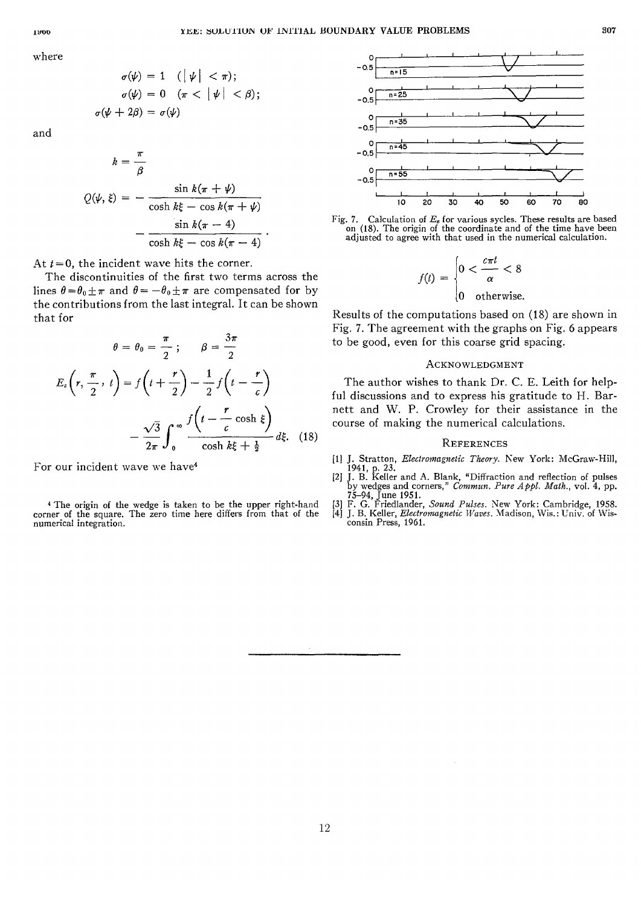where

$$\sigma(\psi) = 1 \quad (|\psi| < \pi);$$

$$\sigma(\psi) = 0 \quad (\pi < |\psi| < \beta);$$

$$\sigma(\psi + 2\beta) = \sigma(\psi)$$

and

$$k = \frac{\pi}{\beta}$$

$$Q(\psi, \xi) = -\frac{\sin k(\pi + \psi)}{\cosh k\xi - \cos k(\pi + \psi)} - \frac{\sin k(\pi - 4)}{\cosh k\xi - \cos k(\pi - 4)}.$$

At $t = 0$, the incident wave hits the corner.

The discontinuities of the first two terms across the lines $\theta = \theta_0 \pm \pi$ and $\theta = -\theta_0 \pm \pi$ are compensated for by the contributions from the last integral. It can be shown that for

$$\theta = \theta_0 = \frac{\pi}{2}; \qquad \beta = \frac{3\pi}{2}$$

$$E_z\left(r, \frac{\pi}{2}, t\right) = f\left(t + \frac{r}{2}\right) - \frac{1}{2} f\left(t - \frac{r}{c}\right) - \frac{\sqrt{3}}{2\pi} \int_0^\infty \frac{f\left(t - \frac{r}{c} \cosh \xi\right)}{\cosh k\xi + \frac{1}{2}} d\xi. \quad (18)$$

For our incident wave we have[4]

$$f(t) = \begin{cases} 0 < \dfrac{c\pi t}{\alpha} < 8 \\ 0 \quad \text{otherwise.} \end{cases}$$

Results of the computations based on (18) are shown in Fig. 7. The agreement with the graphs on Fig. 6 appears to be good, even for this coarse grid spacing.

[4] The origin of the wedge is taken to be the upper right-hand corner of the square. The zero time here differs from that of the numerical integration.

0
-0.5
n=15
0
-0.5
n=25
0
-0.5
n=35
0
-0.5
n=45
0
-0.5
n=55
10 20 30 40 50 60 70 80

Fig. 7. Calculation of $E_z$ for various sycles. These results are based on (18). The origin of the coordinate and of the time have been adjusted to agree with that used in the numerical calculation.

## Acknowledgment

The author wishes to thank Dr. C. E. Leith for helpful discussions and to express his gratitude to H. Barnett and W. P. Crowley for their assistance in the course of making the numerical calculations.

## References

[1] J. Stratton, *Electromagnetic Theory*. New York: McGraw-Hill, 1941, p. 23.

[2] J. B. Keller and A. Blank, "Diffraction and reflection of pulses by wedges and corners," *Commun. Pure Appl. Math.*, vol. 4, pp. 75–94, June 1951.

[3] F. G. Friedlander, *Sound Pulses*. New York: Cambridge, 1958.

[4] J. B. Keller, *Electromagnetic Waves*. Madison, Wis.: Univ. of Wisconsin Press, 1961.